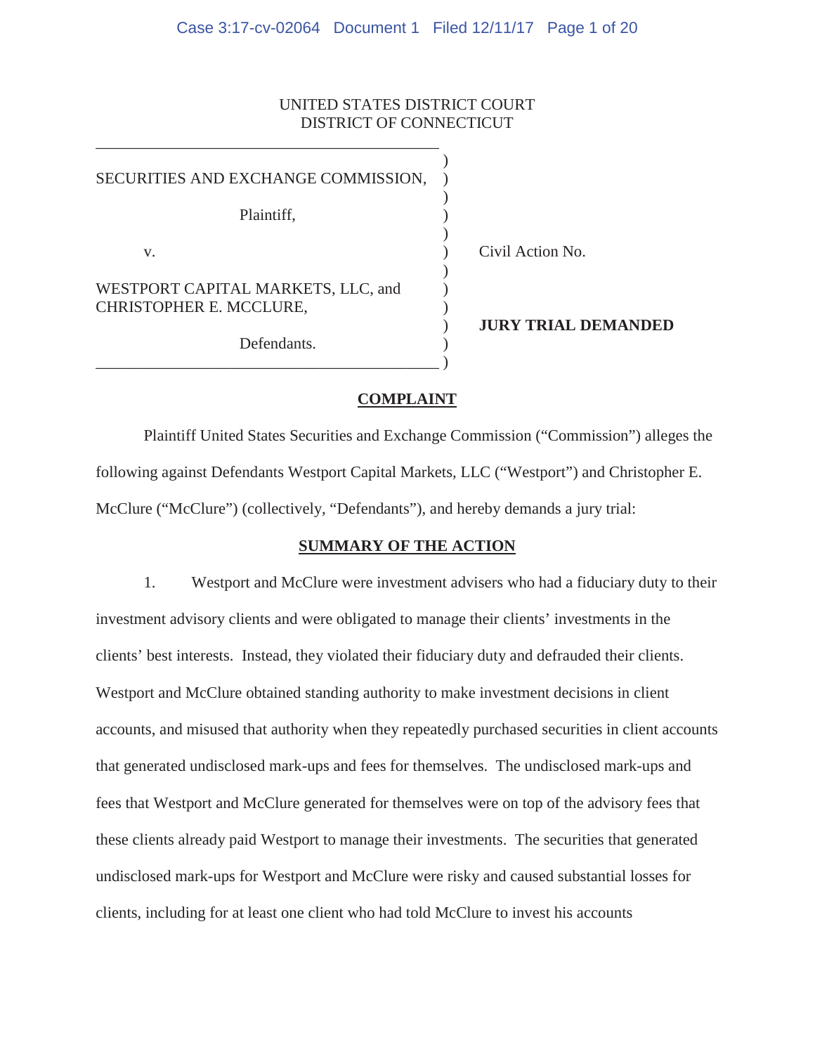UNITED STATES DISTRICT COURT
DISTRICT OF CONNECTICUT

SECURITIES AND EXCHANGE COMMISSION,

Plaintiff,

v.

WESTPORT CAPITAL MARKETS, LLC, and CHRISTOPHER E. MCCLURE,

Defendants.

Civil Action No.

**JURY TRIAL DEMANDED**

## COMPLAINT

Plaintiff United States Securities and Exchange Commission ("Commission") alleges the following against Defendants Westport Capital Markets, LLC ("Westport") and Christopher E. McClure ("McClure") (collectively, "Defendants"), and hereby demands a jury trial:

## SUMMARY OF THE ACTION

1. Westport and McClure were investment advisers who had a fiduciary duty to their investment advisory clients and were obligated to manage their clients' investments in the clients' best interests. Instead, they violated their fiduciary duty and defrauded their clients. Westport and McClure obtained standing authority to make investment decisions in client accounts, and misused that authority when they repeatedly purchased securities in client accounts that generated undisclosed mark-ups and fees for themselves. The undisclosed mark-ups and fees that Westport and McClure generated for themselves were on top of the advisory fees that these clients already paid Westport to manage their investments. The securities that generated undisclosed mark-ups for Westport and McClure were risky and caused substantial losses for clients, including for at least one client who had told McClure to invest his accounts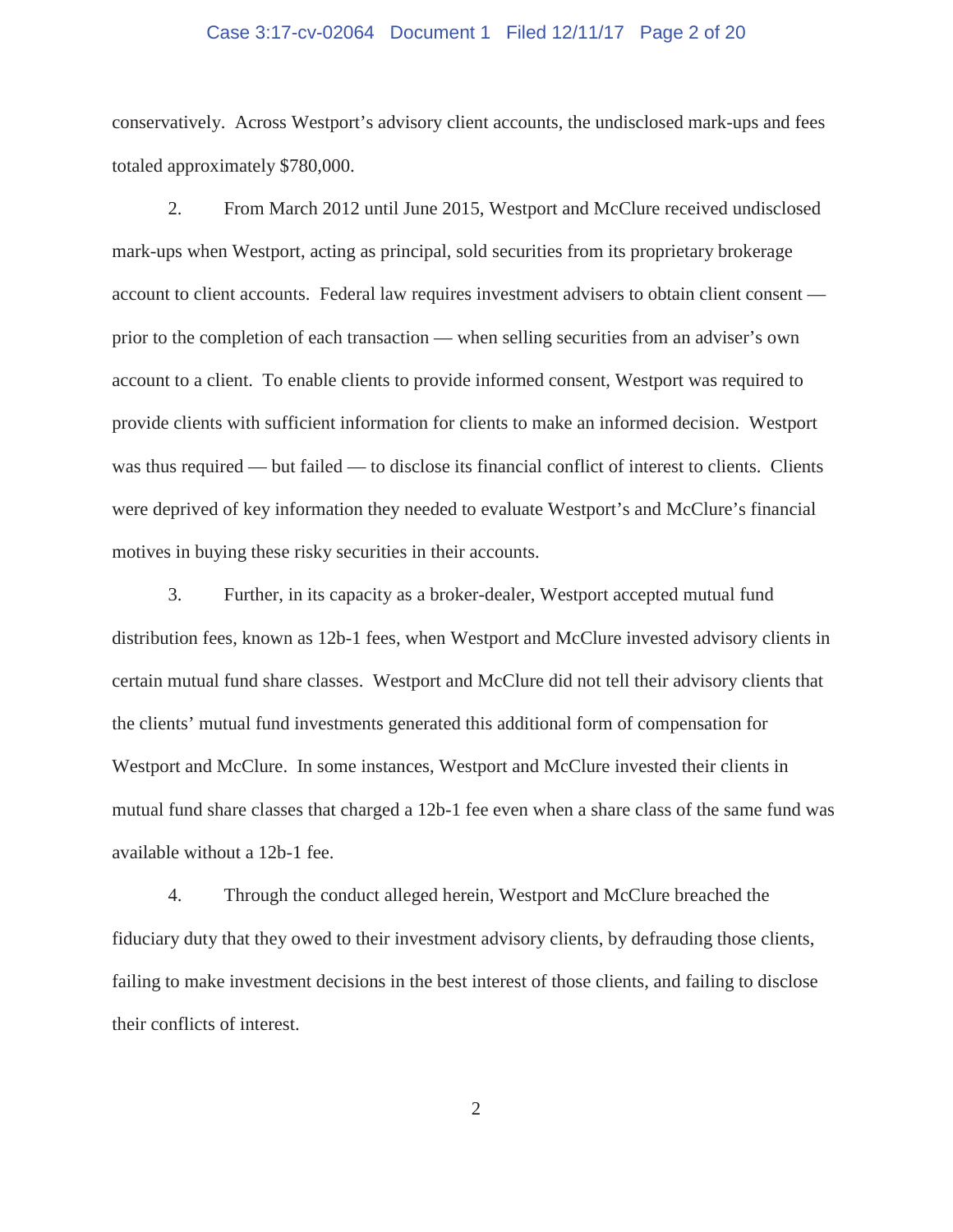conservatively. Across Westport's advisory client accounts, the undisclosed mark-ups and fees totaled approximately $780,000.

2. From March 2012 until June 2015, Westport and McClure received undisclosed mark-ups when Westport, acting as principal, sold securities from its proprietary brokerage account to client accounts. Federal law requires investment advisers to obtain client consent — prior to the completion of each transaction — when selling securities from an adviser's own account to a client. To enable clients to provide informed consent, Westport was required to provide clients with sufficient information for clients to make an informed decision. Westport was thus required — but failed — to disclose its financial conflict of interest to clients. Clients were deprived of key information they needed to evaluate Westport's and McClure's financial motives in buying these risky securities in their accounts.

3. Further, in its capacity as a broker-dealer, Westport accepted mutual fund distribution fees, known as 12b-1 fees, when Westport and McClure invested advisory clients in certain mutual fund share classes. Westport and McClure did not tell their advisory clients that the clients' mutual fund investments generated this additional form of compensation for Westport and McClure. In some instances, Westport and McClure invested their clients in mutual fund share classes that charged a 12b-1 fee even when a share class of the same fund was available without a 12b-1 fee.

4. Through the conduct alleged herein, Westport and McClure breached the fiduciary duty that they owed to their investment advisory clients, by defrauding those clients, failing to make investment decisions in the best interest of those clients, and failing to disclose their conflicts of interest.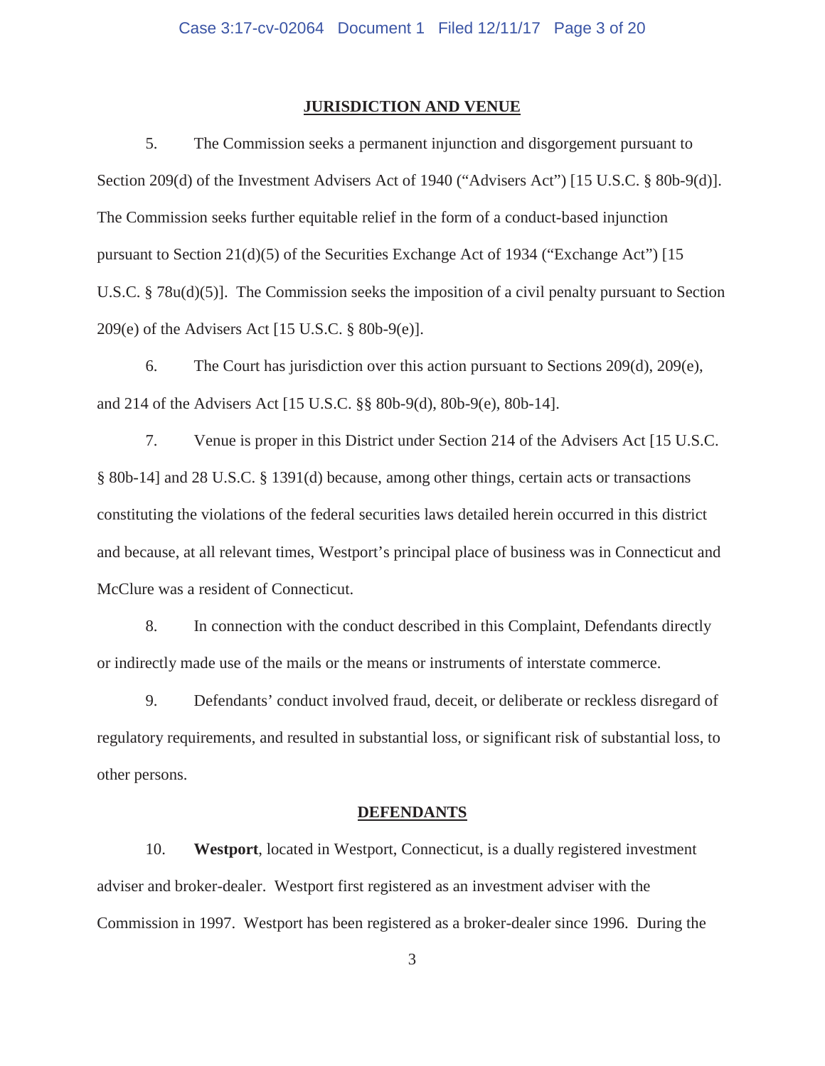## JURISDICTION AND VENUE

5. The Commission seeks a permanent injunction and disgorgement pursuant to Section 209(d) of the Investment Advisers Act of 1940 ("Advisers Act") [15 U.S.C. § 80b-9(d)]. The Commission seeks further equitable relief in the form of a conduct-based injunction pursuant to Section 21(d)(5) of the Securities Exchange Act of 1934 ("Exchange Act") [15 U.S.C. § 78u(d)(5)]. The Commission seeks the imposition of a civil penalty pursuant to Section 209(e) of the Advisers Act [15 U.S.C. § 80b-9(e)].

6. The Court has jurisdiction over this action pursuant to Sections 209(d), 209(e), and 214 of the Advisers Act [15 U.S.C. §§ 80b-9(d), 80b-9(e), 80b-14].

7. Venue is proper in this District under Section 214 of the Advisers Act [15 U.S.C. § 80b-14] and 28 U.S.C. § 1391(d) because, among other things, certain acts or transactions constituting the violations of the federal securities laws detailed herein occurred in this district and because, at all relevant times, Westport's principal place of business was in Connecticut and McClure was a resident of Connecticut.

8. In connection with the conduct described in this Complaint, Defendants directly or indirectly made use of the mails or the means or instruments of interstate commerce.

9. Defendants' conduct involved fraud, deceit, or deliberate or reckless disregard of regulatory requirements, and resulted in substantial loss, or significant risk of substantial loss, to other persons.

## DEFENDANTS

10. **Westport**, located in Westport, Connecticut, is a dually registered investment adviser and broker-dealer. Westport first registered as an investment adviser with the Commission in 1997. Westport has been registered as a broker-dealer since 1996. During the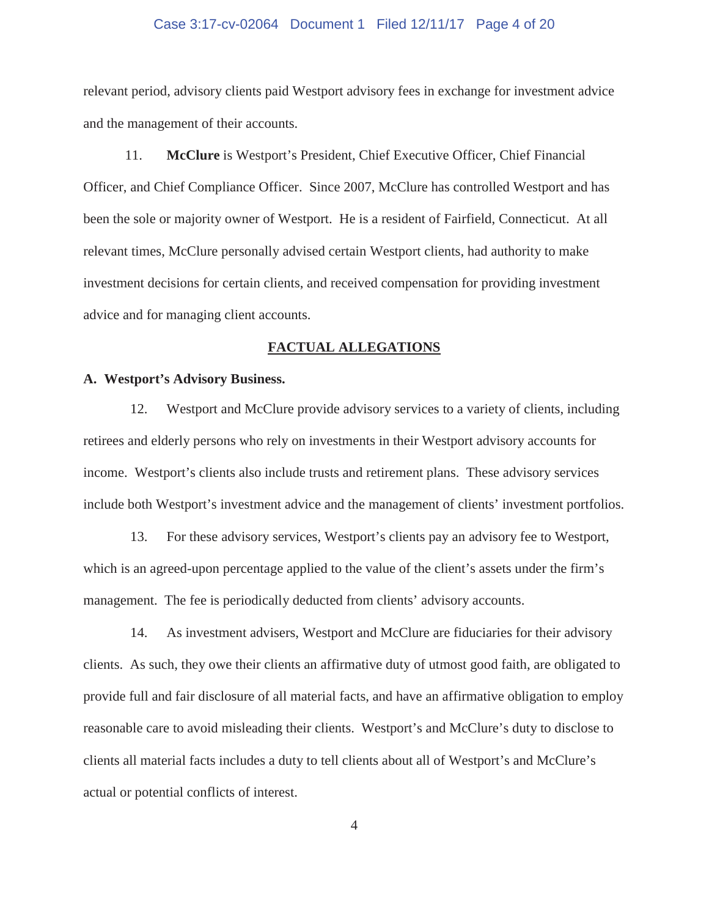relevant period, advisory clients paid Westport advisory fees in exchange for investment advice and the management of their accounts.

11. **McClure** is Westport's President, Chief Executive Officer, Chief Financial Officer, and Chief Compliance Officer. Since 2007, McClure has controlled Westport and has been the sole or majority owner of Westport. He is a resident of Fairfield, Connecticut. At all relevant times, McClure personally advised certain Westport clients, had authority to make investment decisions for certain clients, and received compensation for providing investment advice and for managing client accounts.

## FACTUAL ALLEGATIONS

### A. Westport's Advisory Business.

12. Westport and McClure provide advisory services to a variety of clients, including retirees and elderly persons who rely on investments in their Westport advisory accounts for income. Westport's clients also include trusts and retirement plans. These advisory services include both Westport's investment advice and the management of clients' investment portfolios.

13. For these advisory services, Westport's clients pay an advisory fee to Westport, which is an agreed-upon percentage applied to the value of the client's assets under the firm's management. The fee is periodically deducted from clients' advisory accounts.

14. As investment advisers, Westport and McClure are fiduciaries for their advisory clients. As such, they owe their clients an affirmative duty of utmost good faith, are obligated to provide full and fair disclosure of all material facts, and have an affirmative obligation to employ reasonable care to avoid misleading their clients. Westport's and McClure's duty to disclose to clients all material facts includes a duty to tell clients about all of Westport's and McClure's actual or potential conflicts of interest.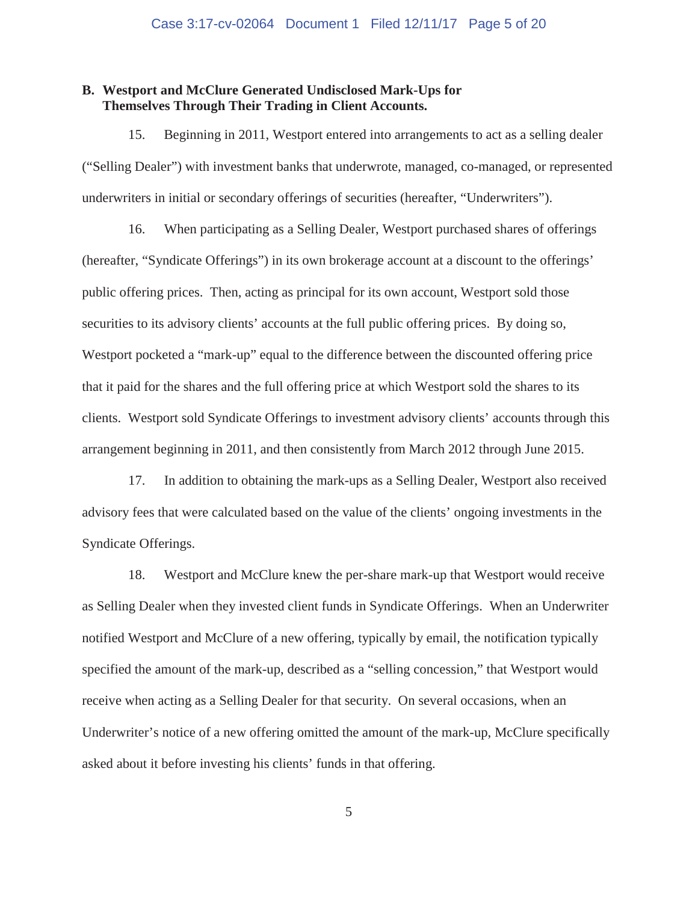### B. Westport and McClure Generated Undisclosed Mark-Ups for Themselves Through Their Trading in Client Accounts.

15. Beginning in 2011, Westport entered into arrangements to act as a selling dealer ("Selling Dealer") with investment banks that underwrote, managed, co-managed, or represented underwriters in initial or secondary offerings of securities (hereafter, "Underwriters").

16. When participating as a Selling Dealer, Westport purchased shares of offerings (hereafter, "Syndicate Offerings") in its own brokerage account at a discount to the offerings' public offering prices. Then, acting as principal for its own account, Westport sold those securities to its advisory clients' accounts at the full public offering prices. By doing so, Westport pocketed a "mark-up" equal to the difference between the discounted offering price that it paid for the shares and the full offering price at which Westport sold the shares to its clients. Westport sold Syndicate Offerings to investment advisory clients' accounts through this arrangement beginning in 2011, and then consistently from March 2012 through June 2015.

17. In addition to obtaining the mark-ups as a Selling Dealer, Westport also received advisory fees that were calculated based on the value of the clients' ongoing investments in the Syndicate Offerings.

18. Westport and McClure knew the per-share mark-up that Westport would receive as Selling Dealer when they invested client funds in Syndicate Offerings. When an Underwriter notified Westport and McClure of a new offering, typically by email, the notification typically specified the amount of the mark-up, described as a "selling concession," that Westport would receive when acting as a Selling Dealer for that security. On several occasions, when an Underwriter's notice of a new offering omitted the amount of the mark-up, McClure specifically asked about it before investing his clients' funds in that offering.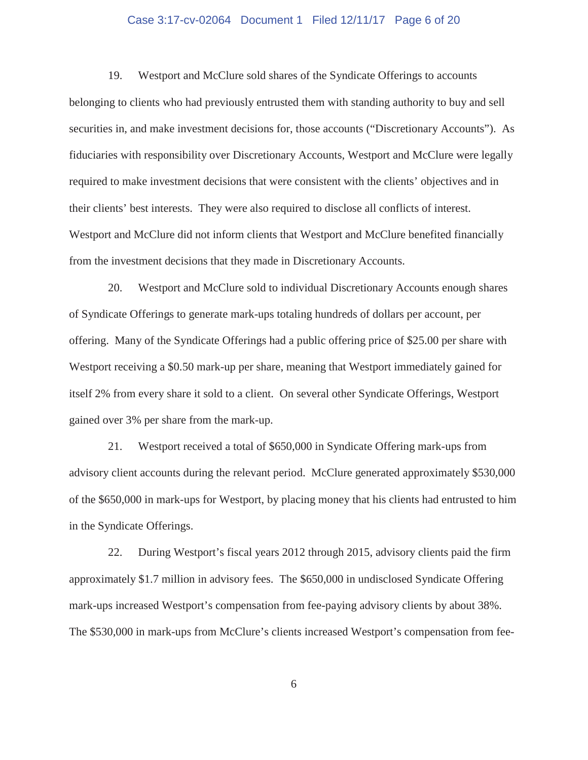19. Westport and McClure sold shares of the Syndicate Offerings to accounts belonging to clients who had previously entrusted them with standing authority to buy and sell securities in, and make investment decisions for, those accounts ("Discretionary Accounts"). As fiduciaries with responsibility over Discretionary Accounts, Westport and McClure were legally required to make investment decisions that were consistent with the clients' objectives and in their clients' best interests. They were also required to disclose all conflicts of interest. Westport and McClure did not inform clients that Westport and McClure benefited financially from the investment decisions that they made in Discretionary Accounts.

20. Westport and McClure sold to individual Discretionary Accounts enough shares of Syndicate Offerings to generate mark-ups totaling hundreds of dollars per account, per offering. Many of the Syndicate Offerings had a public offering price of $25.00 per share with Westport receiving a $0.50 mark-up per share, meaning that Westport immediately gained for itself 2% from every share it sold to a client. On several other Syndicate Offerings, Westport gained over 3% per share from the mark-up.

21. Westport received a total of $650,000 in Syndicate Offering mark-ups from advisory client accounts during the relevant period. McClure generated approximately $530,000 of the $650,000 in mark-ups for Westport, by placing money that his clients had entrusted to him in the Syndicate Offerings.

22. During Westport's fiscal years 2012 through 2015, advisory clients paid the firm approximately $1.7 million in advisory fees. The $650,000 in undisclosed Syndicate Offering mark-ups increased Westport's compensation from fee-paying advisory clients by about 38%. The $530,000 in mark-ups from McClure's clients increased Westport's compensation from fee-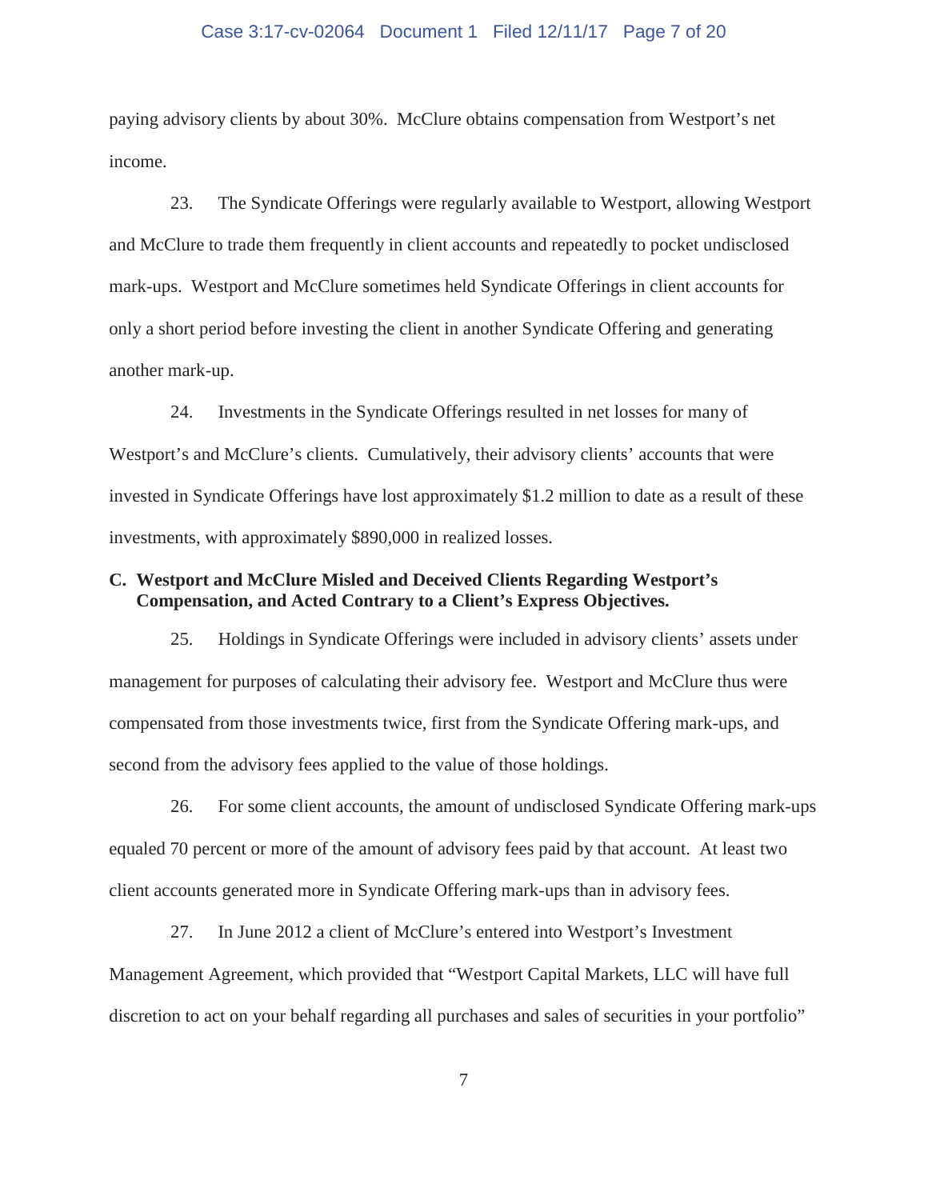paying advisory clients by about 30%. McClure obtains compensation from Westport's net income.

23. The Syndicate Offerings were regularly available to Westport, allowing Westport and McClure to trade them frequently in client accounts and repeatedly to pocket undisclosed mark-ups. Westport and McClure sometimes held Syndicate Offerings in client accounts for only a short period before investing the client in another Syndicate Offering and generating another mark-up.

24. Investments in the Syndicate Offerings resulted in net losses for many of Westport's and McClure's clients. Cumulatively, their advisory clients' accounts that were invested in Syndicate Offerings have lost approximately $1.2 million to date as a result of these investments, with approximately $890,000 in realized losses.

**C. Westport and McClure Misled and Deceived Clients Regarding Westport's Compensation, and Acted Contrary to a Client's Express Objectives.**

25. Holdings in Syndicate Offerings were included in advisory clients' assets under management for purposes of calculating their advisory fee. Westport and McClure thus were compensated from those investments twice, first from the Syndicate Offering mark-ups, and second from the advisory fees applied to the value of those holdings.

26. For some client accounts, the amount of undisclosed Syndicate Offering mark-ups equaled 70 percent or more of the amount of advisory fees paid by that account. At least two client accounts generated more in Syndicate Offering mark-ups than in advisory fees.

27. In June 2012 a client of McClure's entered into Westport's Investment Management Agreement, which provided that "Westport Capital Markets, LLC will have full discretion to act on your behalf regarding all purchases and sales of securities in your portfolio"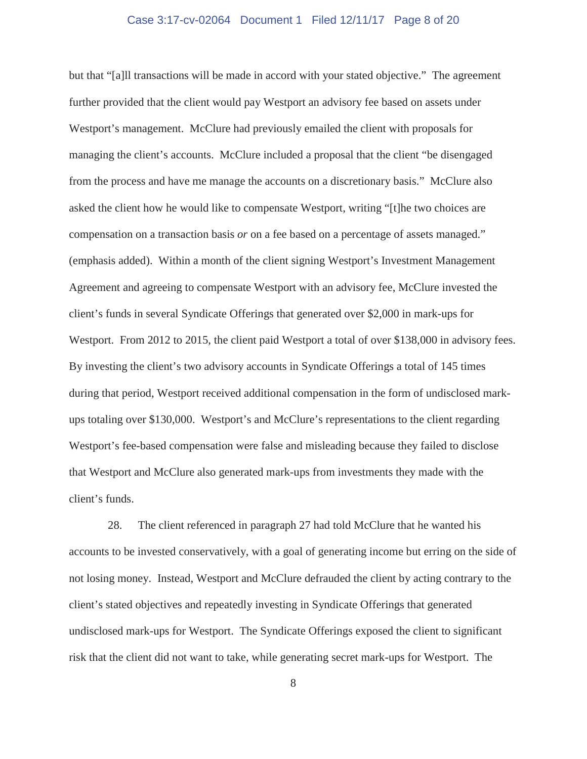but that "[a]ll transactions will be made in accord with your stated objective." The agreement further provided that the client would pay Westport an advisory fee based on assets under Westport's management. McClure had previously emailed the client with proposals for managing the client's accounts. McClure included a proposal that the client "be disengaged from the process and have me manage the accounts on a discretionary basis." McClure also asked the client how he would like to compensate Westport, writing "[t]he two choices are compensation on a transaction basis *or* on a fee based on a percentage of assets managed." (emphasis added). Within a month of the client signing Westport's Investment Management Agreement and agreeing to compensate Westport with an advisory fee, McClure invested the client's funds in several Syndicate Offerings that generated over $2,000 in mark-ups for Westport. From 2012 to 2015, the client paid Westport a total of over $138,000 in advisory fees. By investing the client's two advisory accounts in Syndicate Offerings a total of 145 times during that period, Westport received additional compensation in the form of undisclosed mark-ups totaling over $130,000. Westport's and McClure's representations to the client regarding Westport's fee-based compensation were false and misleading because they failed to disclose that Westport and McClure also generated mark-ups from investments they made with the client's funds.

28. The client referenced in paragraph 27 had told McClure that he wanted his accounts to be invested conservatively, with a goal of generating income but erring on the side of not losing money. Instead, Westport and McClure defrauded the client by acting contrary to the client's stated objectives and repeatedly investing in Syndicate Offerings that generated undisclosed mark-ups for Westport. The Syndicate Offerings exposed the client to significant risk that the client did not want to take, while generating secret mark-ups for Westport. The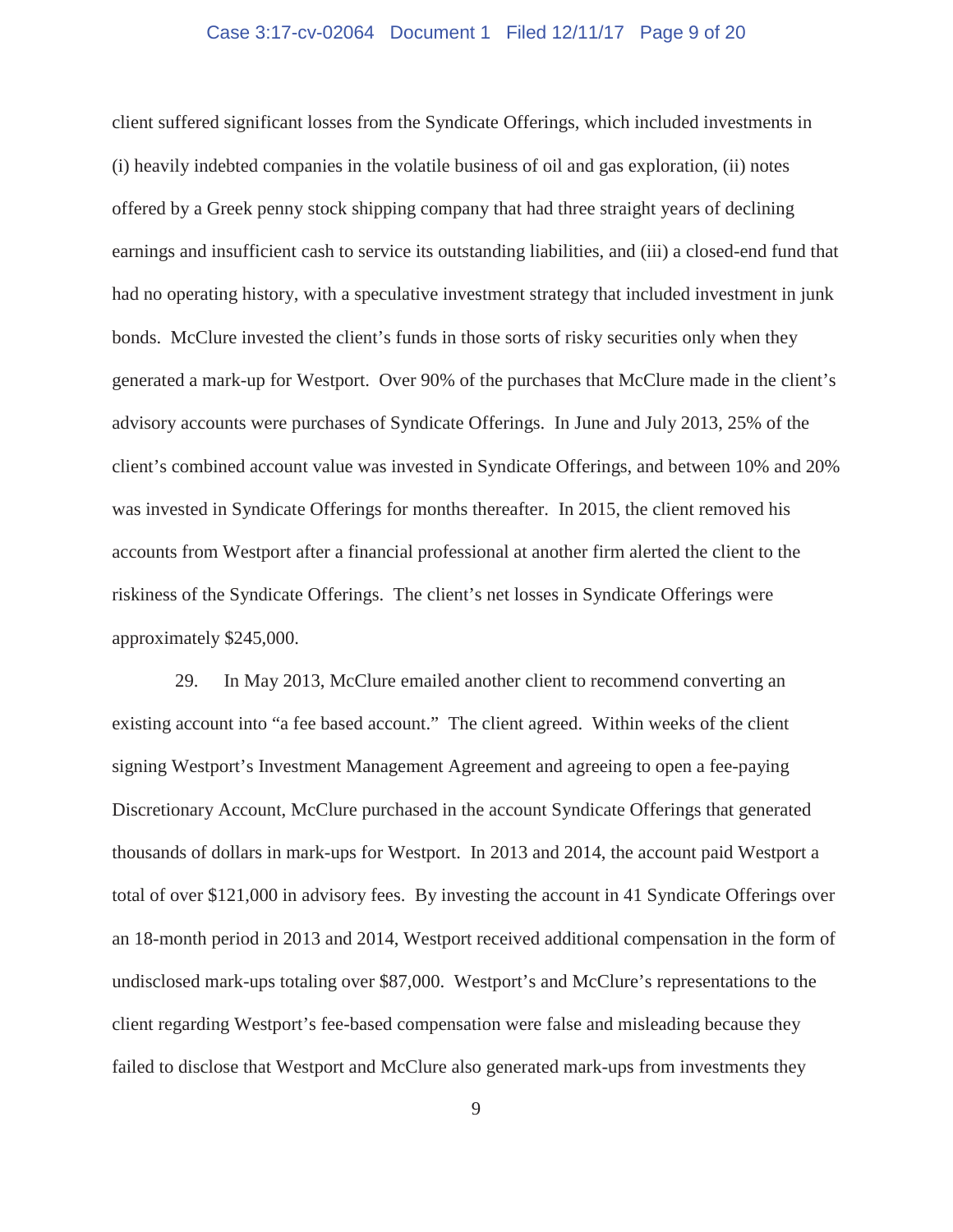client suffered significant losses from the Syndicate Offerings, which included investments in (i) heavily indebted companies in the volatile business of oil and gas exploration, (ii) notes offered by a Greek penny stock shipping company that had three straight years of declining earnings and insufficient cash to service its outstanding liabilities, and (iii) a closed-end fund that had no operating history, with a speculative investment strategy that included investment in junk bonds. McClure invested the client's funds in those sorts of risky securities only when they generated a mark-up for Westport. Over 90% of the purchases that McClure made in the client's advisory accounts were purchases of Syndicate Offerings. In June and July 2013, 25% of the client's combined account value was invested in Syndicate Offerings, and between 10% and 20% was invested in Syndicate Offerings for months thereafter. In 2015, the client removed his accounts from Westport after a financial professional at another firm alerted the client to the riskiness of the Syndicate Offerings. The client's net losses in Syndicate Offerings were approximately $245,000.

29. In May 2013, McClure emailed another client to recommend converting an existing account into "a fee based account." The client agreed. Within weeks of the client signing Westport's Investment Management Agreement and agreeing to open a fee-paying Discretionary Account, McClure purchased in the account Syndicate Offerings that generated thousands of dollars in mark-ups for Westport. In 2013 and 2014, the account paid Westport a total of over $121,000 in advisory fees. By investing the account in 41 Syndicate Offerings over an 18-month period in 2013 and 2014, Westport received additional compensation in the form of undisclosed mark-ups totaling over $87,000. Westport's and McClure's representations to the client regarding Westport's fee-based compensation were false and misleading because they failed to disclose that Westport and McClure also generated mark-ups from investments they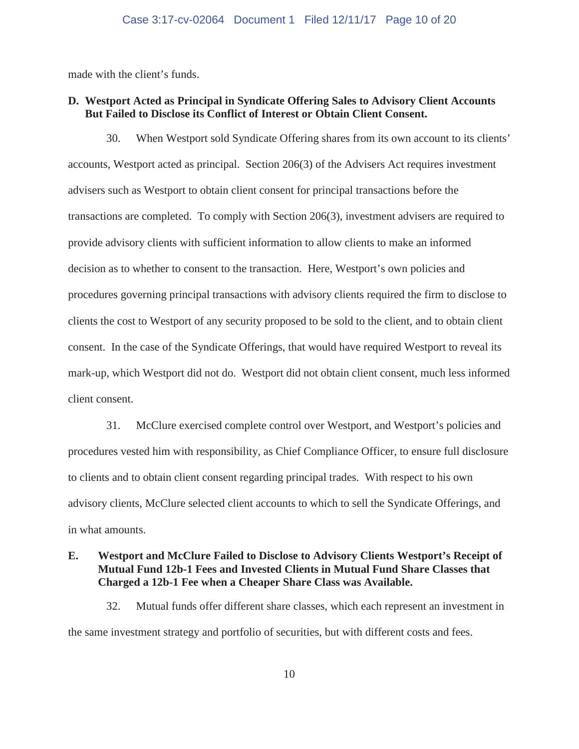made with the client's funds.

### D. Westport Acted as Principal in Syndicate Offering Sales to Advisory Client Accounts But Failed to Disclose its Conflict of Interest or Obtain Client Consent.

30. When Westport sold Syndicate Offering shares from its own account to its clients' accounts, Westport acted as principal. Section 206(3) of the Advisers Act requires investment advisers such as Westport to obtain client consent for principal transactions before the transactions are completed. To comply with Section 206(3), investment advisers are required to provide advisory clients with sufficient information to allow clients to make an informed decision as to whether to consent to the transaction. Here, Westport's own policies and procedures governing principal transactions with advisory clients required the firm to disclose to clients the cost to Westport of any security proposed to be sold to the client, and to obtain client consent. In the case of the Syndicate Offerings, that would have required Westport to reveal its mark-up, which Westport did not do. Westport did not obtain client consent, much less informed client consent.

31. McClure exercised complete control over Westport, and Westport's policies and procedures vested him with responsibility, as Chief Compliance Officer, to ensure full disclosure to clients and to obtain client consent regarding principal trades. With respect to his own advisory clients, McClure selected client accounts to which to sell the Syndicate Offerings, and in what amounts.

### E. Westport and McClure Failed to Disclose to Advisory Clients Westport's Receipt of Mutual Fund 12b-1 Fees and Invested Clients in Mutual Fund Share Classes that Charged a 12b-1 Fee when a Cheaper Share Class was Available.

32. Mutual funds offer different share classes, which each represent an investment in the same investment strategy and portfolio of securities, but with different costs and fees.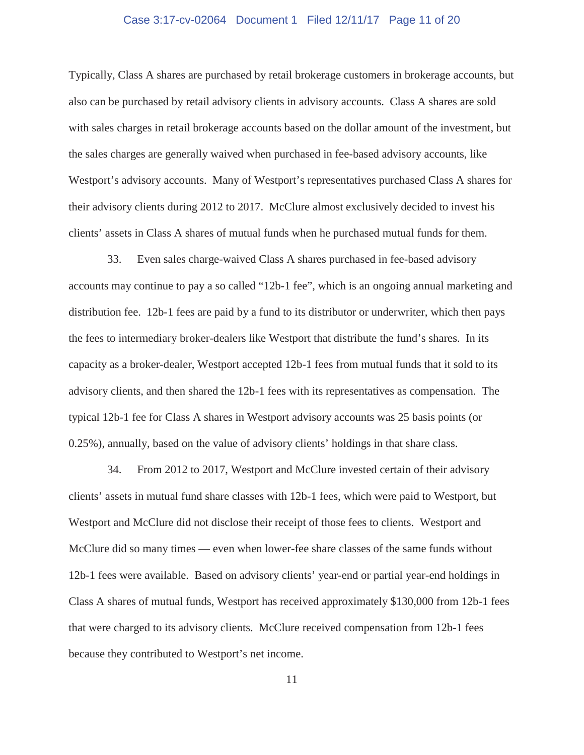Typically, Class A shares are purchased by retail brokerage customers in brokerage accounts, but also can be purchased by retail advisory clients in advisory accounts. Class A shares are sold with sales charges in retail brokerage accounts based on the dollar amount of the investment, but the sales charges are generally waived when purchased in fee-based advisory accounts, like Westport's advisory accounts. Many of Westport's representatives purchased Class A shares for their advisory clients during 2012 to 2017. McClure almost exclusively decided to invest his clients' assets in Class A shares of mutual funds when he purchased mutual funds for them.

33. Even sales charge-waived Class A shares purchased in fee-based advisory accounts may continue to pay a so called "12b-1 fee", which is an ongoing annual marketing and distribution fee. 12b-1 fees are paid by a fund to its distributor or underwriter, which then pays the fees to intermediary broker-dealers like Westport that distribute the fund's shares. In its capacity as a broker-dealer, Westport accepted 12b-1 fees from mutual funds that it sold to its advisory clients, and then shared the 12b-1 fees with its representatives as compensation. The typical 12b-1 fee for Class A shares in Westport advisory accounts was 25 basis points (or 0.25%), annually, based on the value of advisory clients' holdings in that share class.

34. From 2012 to 2017, Westport and McClure invested certain of their advisory clients' assets in mutual fund share classes with 12b-1 fees, which were paid to Westport, but Westport and McClure did not disclose their receipt of those fees to clients. Westport and McClure did so many times — even when lower-fee share classes of the same funds without 12b-1 fees were available. Based on advisory clients' year-end or partial year-end holdings in Class A shares of mutual funds, Westport has received approximately $130,000 from 12b-1 fees that were charged to its advisory clients. McClure received compensation from 12b-1 fees because they contributed to Westport's net income.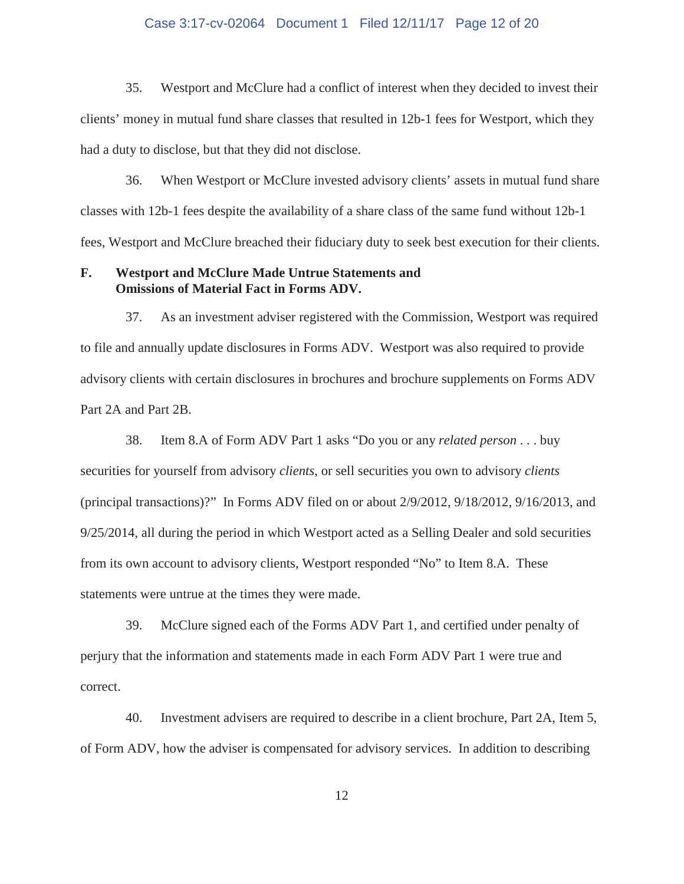35. Westport and McClure had a conflict of interest when they decided to invest their clients' money in mutual fund share classes that resulted in 12b-1 fees for Westport, which they had a duty to disclose, but that they did not disclose.

36. When Westport or McClure invested advisory clients' assets in mutual fund share classes with 12b-1 fees despite the availability of a share class of the same fund without 12b-1 fees, Westport and McClure breached their fiduciary duty to seek best execution for their clients.

### F. Westport and McClure Made Untrue Statements and Omissions of Material Fact in Forms ADV.

37. As an investment adviser registered with the Commission, Westport was required to file and annually update disclosures in Forms ADV. Westport was also required to provide advisory clients with certain disclosures in brochures and brochure supplements on Forms ADV Part 2A and Part 2B.

38. Item 8.A of Form ADV Part 1 asks "Do you or any *related person* . . . buy securities for yourself from advisory *clients*, or sell securities you own to advisory *clients* (principal transactions)?" In Forms ADV filed on or about 2/9/2012, 9/18/2012, 9/16/2013, and 9/25/2014, all during the period in which Westport acted as a Selling Dealer and sold securities from its own account to advisory clients, Westport responded "No" to Item 8.A. These statements were untrue at the times they were made.

39. McClure signed each of the Forms ADV Part 1, and certified under penalty of perjury that the information and statements made in each Form ADV Part 1 were true and correct.

40. Investment advisers are required to describe in a client brochure, Part 2A, Item 5, of Form ADV, how the adviser is compensated for advisory services. In addition to describing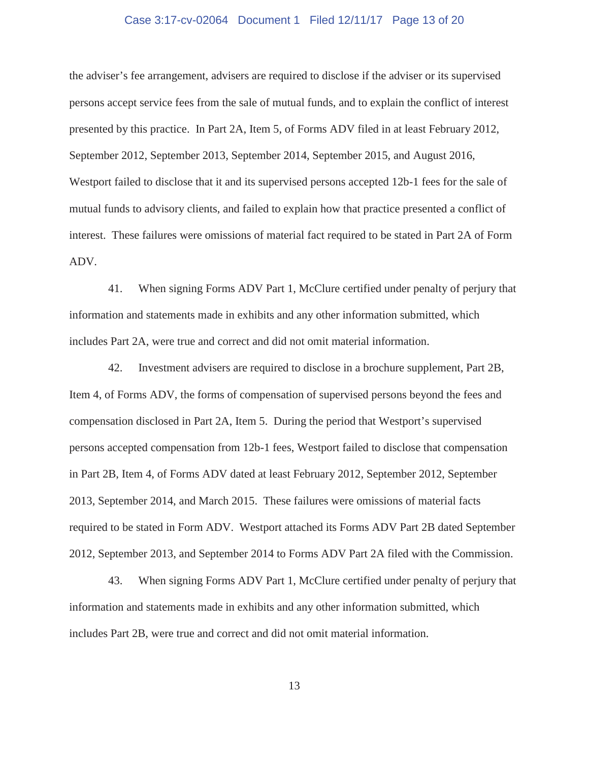the adviser's fee arrangement, advisers are required to disclose if the adviser or its supervised persons accept service fees from the sale of mutual funds, and to explain the conflict of interest presented by this practice. In Part 2A, Item 5, of Forms ADV filed in at least February 2012, September 2012, September 2013, September 2014, September 2015, and August 2016, Westport failed to disclose that it and its supervised persons accepted 12b-1 fees for the sale of mutual funds to advisory clients, and failed to explain how that practice presented a conflict of interest. These failures were omissions of material fact required to be stated in Part 2A of Form ADV.

41. When signing Forms ADV Part 1, McClure certified under penalty of perjury that information and statements made in exhibits and any other information submitted, which includes Part 2A, were true and correct and did not omit material information.

42. Investment advisers are required to disclose in a brochure supplement, Part 2B, Item 4, of Forms ADV, the forms of compensation of supervised persons beyond the fees and compensation disclosed in Part 2A, Item 5. During the period that Westport's supervised persons accepted compensation from 12b-1 fees, Westport failed to disclose that compensation in Part 2B, Item 4, of Forms ADV dated at least February 2012, September 2012, September 2013, September 2014, and March 2015. These failures were omissions of material facts required to be stated in Form ADV. Westport attached its Forms ADV Part 2B dated September 2012, September 2013, and September 2014 to Forms ADV Part 2A filed with the Commission.

43. When signing Forms ADV Part 1, McClure certified under penalty of perjury that information and statements made in exhibits and any other information submitted, which includes Part 2B, were true and correct and did not omit material information.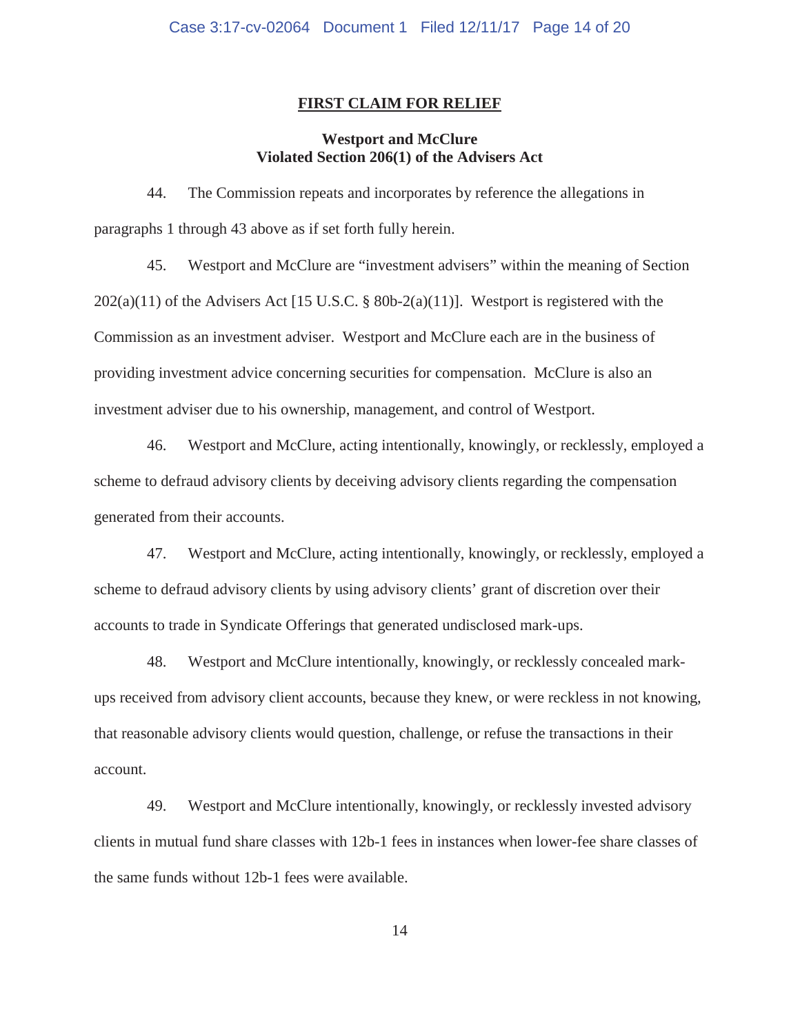## FIRST CLAIM FOR RELIEF

### Westport and McClure Violated Section 206(1) of the Advisers Act

44. The Commission repeats and incorporates by reference the allegations in paragraphs 1 through 43 above as if set forth fully herein.

45. Westport and McClure are "investment advisers" within the meaning of Section 202(a)(11) of the Advisers Act [15 U.S.C. § 80b-2(a)(11)]. Westport is registered with the Commission as an investment adviser. Westport and McClure each are in the business of providing investment advice concerning securities for compensation. McClure is also an investment adviser due to his ownership, management, and control of Westport.

46. Westport and McClure, acting intentionally, knowingly, or recklessly, employed a scheme to defraud advisory clients by deceiving advisory clients regarding the compensation generated from their accounts.

47. Westport and McClure, acting intentionally, knowingly, or recklessly, employed a scheme to defraud advisory clients by using advisory clients' grant of discretion over their accounts to trade in Syndicate Offerings that generated undisclosed mark-ups.

48. Westport and McClure intentionally, knowingly, or recklessly concealed mark-ups received from advisory client accounts, because they knew, or were reckless in not knowing, that reasonable advisory clients would question, challenge, or refuse the transactions in their account.

49. Westport and McClure intentionally, knowingly, or recklessly invested advisory clients in mutual fund share classes with 12b-1 fees in instances when lower-fee share classes of the same funds without 12b-1 fees were available.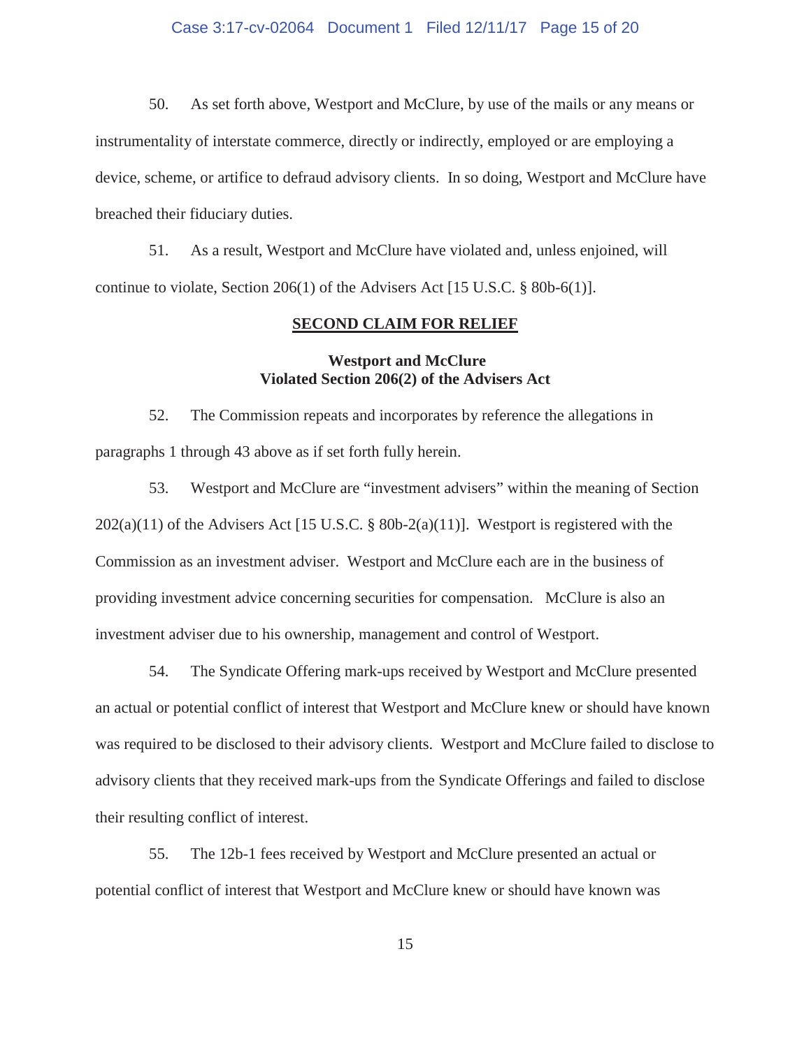50. As set forth above, Westport and McClure, by use of the mails or any means or instrumentality of interstate commerce, directly or indirectly, employed or are employing a device, scheme, or artifice to defraud advisory clients. In so doing, Westport and McClure have breached their fiduciary duties.

51. As a result, Westport and McClure have violated and, unless enjoined, will continue to violate, Section 206(1) of the Advisers Act [15 U.S.C. § 80b-6(1)].

## SECOND CLAIM FOR RELIEF

### Westport and McClure
### Violated Section 206(2) of the Advisers Act

52. The Commission repeats and incorporates by reference the allegations in paragraphs 1 through 43 above as if set forth fully herein.

53. Westport and McClure are "investment advisers" within the meaning of Section 202(a)(11) of the Advisers Act [15 U.S.C. § 80b-2(a)(11)]. Westport is registered with the Commission as an investment adviser. Westport and McClure each are in the business of providing investment advice concerning securities for compensation. McClure is also an investment adviser due to his ownership, management and control of Westport.

54. The Syndicate Offering mark-ups received by Westport and McClure presented an actual or potential conflict of interest that Westport and McClure knew or should have known was required to be disclosed to their advisory clients. Westport and McClure failed to disclose to advisory clients that they received mark-ups from the Syndicate Offerings and failed to disclose their resulting conflict of interest.

55. The 12b-1 fees received by Westport and McClure presented an actual or potential conflict of interest that Westport and McClure knew or should have known was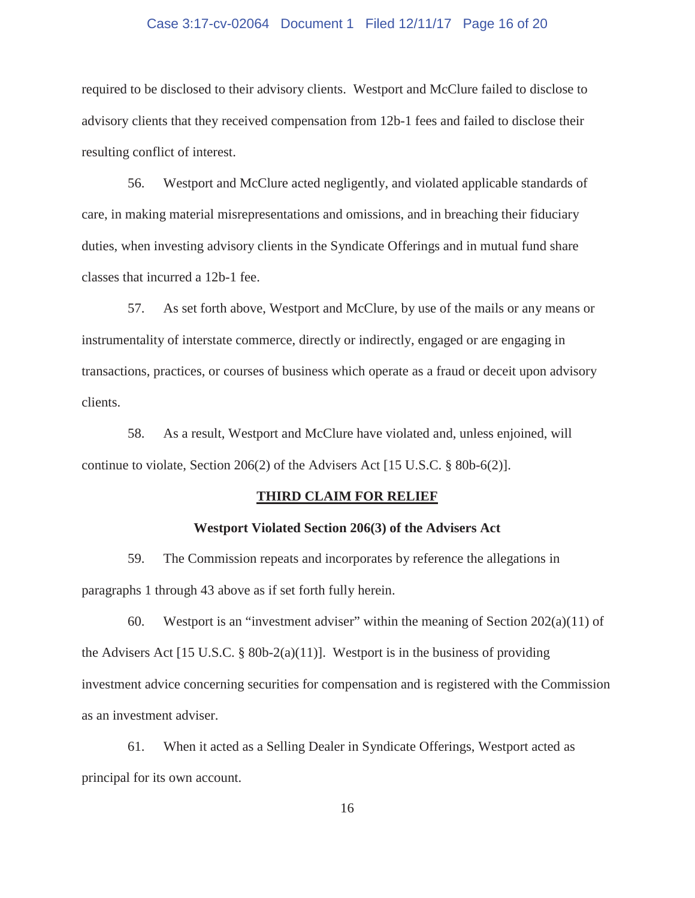required to be disclosed to their advisory clients. Westport and McClure failed to disclose to advisory clients that they received compensation from 12b-1 fees and failed to disclose their resulting conflict of interest.

56. Westport and McClure acted negligently, and violated applicable standards of care, in making material misrepresentations and omissions, and in breaching their fiduciary duties, when investing advisory clients in the Syndicate Offerings and in mutual fund share classes that incurred a 12b-1 fee.

57. As set forth above, Westport and McClure, by use of the mails or any means or instrumentality of interstate commerce, directly or indirectly, engaged or are engaging in transactions, practices, or courses of business which operate as a fraud or deceit upon advisory clients.

58. As a result, Westport and McClure have violated and, unless enjoined, will continue to violate, Section 206(2) of the Advisers Act [15 U.S.C. § 80b-6(2)].

## THIRD CLAIM FOR RELIEF

### Westport Violated Section 206(3) of the Advisers Act

59. The Commission repeats and incorporates by reference the allegations in paragraphs 1 through 43 above as if set forth fully herein.

60. Westport is an "investment adviser" within the meaning of Section 202(a)(11) of the Advisers Act [15 U.S.C. § 80b-2(a)(11)]. Westport is in the business of providing investment advice concerning securities for compensation and is registered with the Commission as an investment adviser.

61. When it acted as a Selling Dealer in Syndicate Offerings, Westport acted as principal for its own account.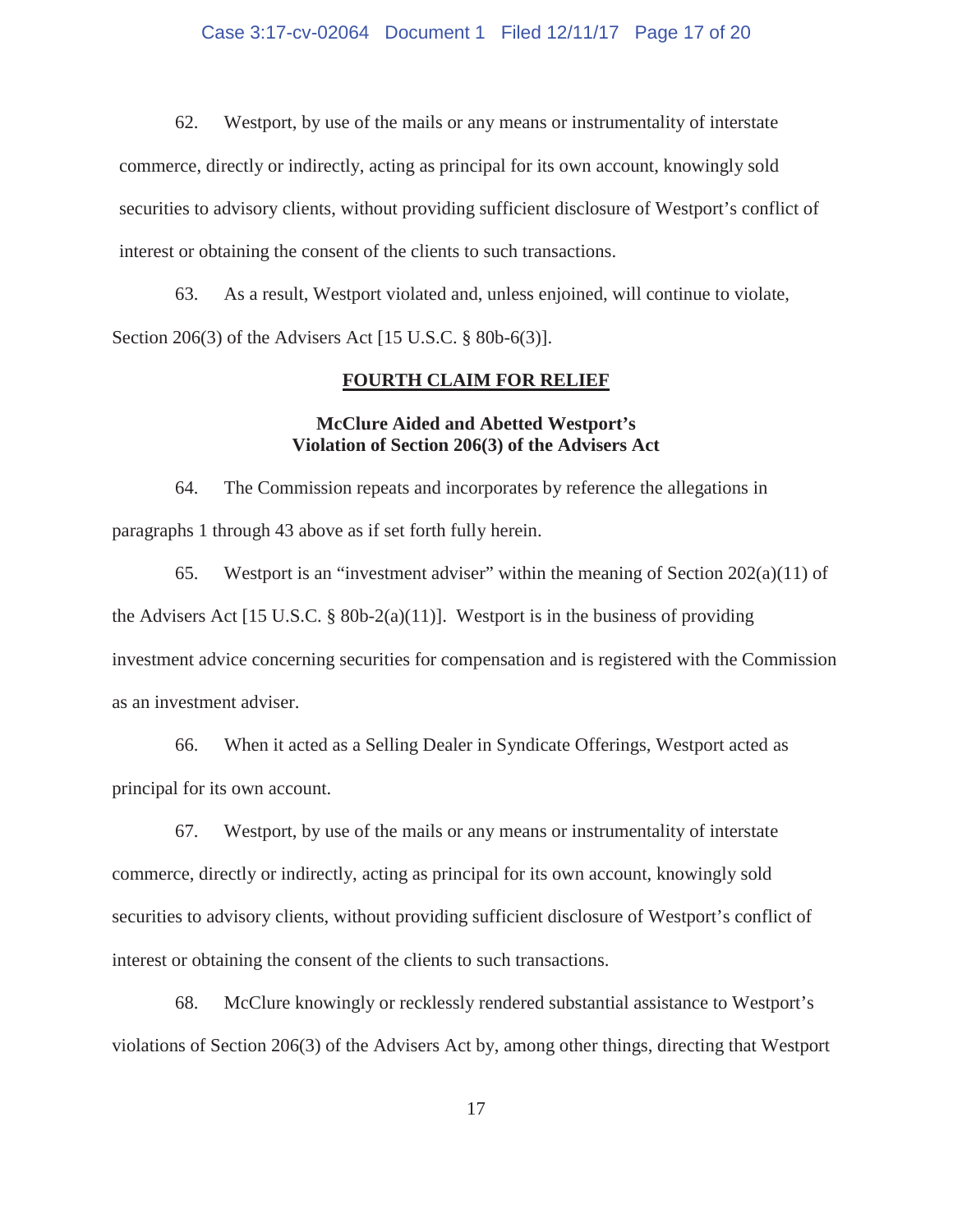62. Westport, by use of the mails or any means or instrumentality of interstate commerce, directly or indirectly, acting as principal for its own account, knowingly sold securities to advisory clients, without providing sufficient disclosure of Westport's conflict of interest or obtaining the consent of the clients to such transactions.

63. As a result, Westport violated and, unless enjoined, will continue to violate, Section 206(3) of the Advisers Act [15 U.S.C. § 80b-6(3)].

## FOURTH CLAIM FOR RELIEF

### McClure Aided and Abetted Westport's Violation of Section 206(3) of the Advisers Act

64. The Commission repeats and incorporates by reference the allegations in paragraphs 1 through 43 above as if set forth fully herein.

65. Westport is an "investment adviser" within the meaning of Section 202(a)(11) of the Advisers Act [15 U.S.C. § 80b-2(a)(11)]. Westport is in the business of providing investment advice concerning securities for compensation and is registered with the Commission as an investment adviser.

66. When it acted as a Selling Dealer in Syndicate Offerings, Westport acted as principal for its own account.

67. Westport, by use of the mails or any means or instrumentality of interstate commerce, directly or indirectly, acting as principal for its own account, knowingly sold securities to advisory clients, without providing sufficient disclosure of Westport's conflict of interest or obtaining the consent of the clients to such transactions.

68. McClure knowingly or recklessly rendered substantial assistance to Westport's violations of Section 206(3) of the Advisers Act by, among other things, directing that Westport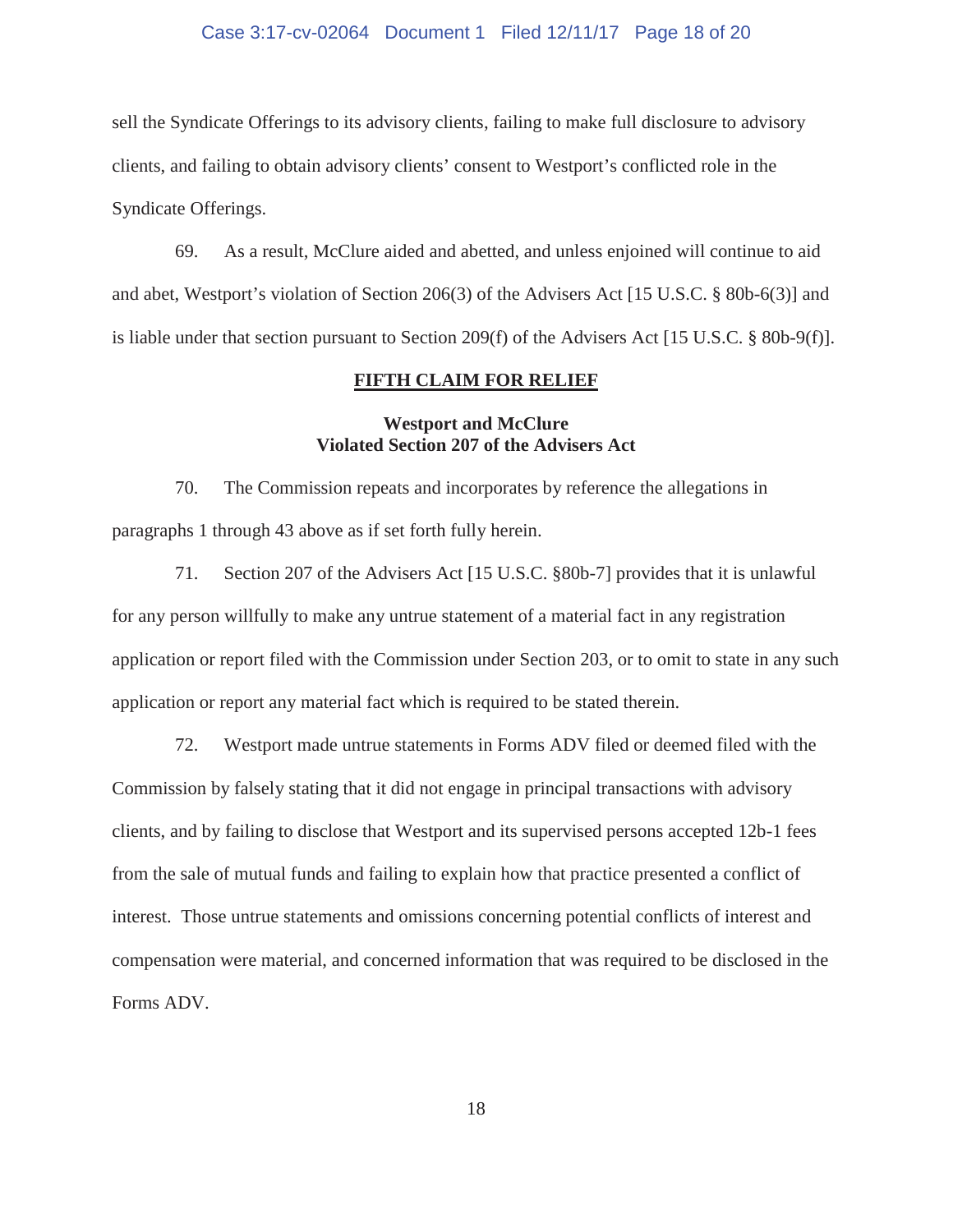sell the Syndicate Offerings to its advisory clients, failing to make full disclosure to advisory clients, and failing to obtain advisory clients' consent to Westport's conflicted role in the Syndicate Offerings.

69. As a result, McClure aided and abetted, and unless enjoined will continue to aid and abet, Westport's violation of Section 206(3) of the Advisers Act [15 U.S.C. § 80b-6(3)] and is liable under that section pursuant to Section 209(f) of the Advisers Act [15 U.S.C. § 80b-9(f)].

## FIFTH CLAIM FOR RELIEF

### Westport and McClure
### Violated Section 207 of the Advisers Act

70. The Commission repeats and incorporates by reference the allegations in paragraphs 1 through 43 above as if set forth fully herein.

71. Section 207 of the Advisers Act [15 U.S.C. §80b-7] provides that it is unlawful for any person willfully to make any untrue statement of a material fact in any registration application or report filed with the Commission under Section 203, or to omit to state in any such application or report any material fact which is required to be stated therein.

72. Westport made untrue statements in Forms ADV filed or deemed filed with the Commission by falsely stating that it did not engage in principal transactions with advisory clients, and by failing to disclose that Westport and its supervised persons accepted 12b-1 fees from the sale of mutual funds and failing to explain how that practice presented a conflict of interest. Those untrue statements and omissions concerning potential conflicts of interest and compensation were material, and concerned information that was required to be disclosed in the Forms ADV.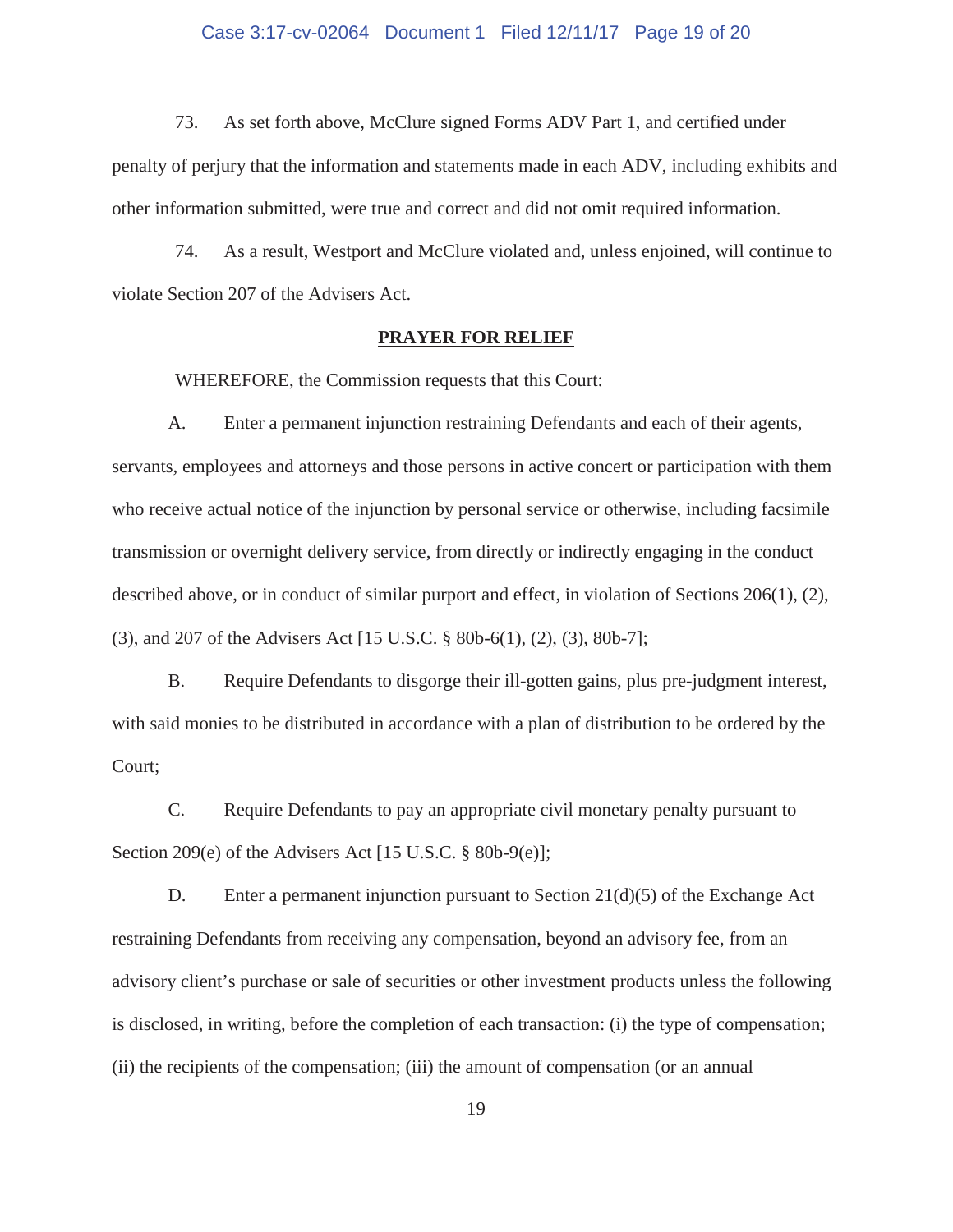73. As set forth above, McClure signed Forms ADV Part 1, and certified under penalty of perjury that the information and statements made in each ADV, including exhibits and other information submitted, were true and correct and did not omit required information.

74. As a result, Westport and McClure violated and, unless enjoined, will continue to violate Section 207 of the Advisers Act.

## PRAYER FOR RELIEF

WHEREFORE, the Commission requests that this Court:

A. Enter a permanent injunction restraining Defendants and each of their agents, servants, employees and attorneys and those persons in active concert or participation with them who receive actual notice of the injunction by personal service or otherwise, including facsimile transmission or overnight delivery service, from directly or indirectly engaging in the conduct described above, or in conduct of similar purport and effect, in violation of Sections 206(1), (2), (3), and 207 of the Advisers Act [15 U.S.C. § 80b-6(1), (2), (3), 80b-7];

B. Require Defendants to disgorge their ill-gotten gains, plus pre-judgment interest, with said monies to be distributed in accordance with a plan of distribution to be ordered by the Court;

C. Require Defendants to pay an appropriate civil monetary penalty pursuant to Section 209(e) of the Advisers Act [15 U.S.C. § 80b-9(e)];

D. Enter a permanent injunction pursuant to Section 21(d)(5) of the Exchange Act restraining Defendants from receiving any compensation, beyond an advisory fee, from an advisory client's purchase or sale of securities or other investment products unless the following is disclosed, in writing, before the completion of each transaction: (i) the type of compensation; (ii) the recipients of the compensation; (iii) the amount of compensation (or an annual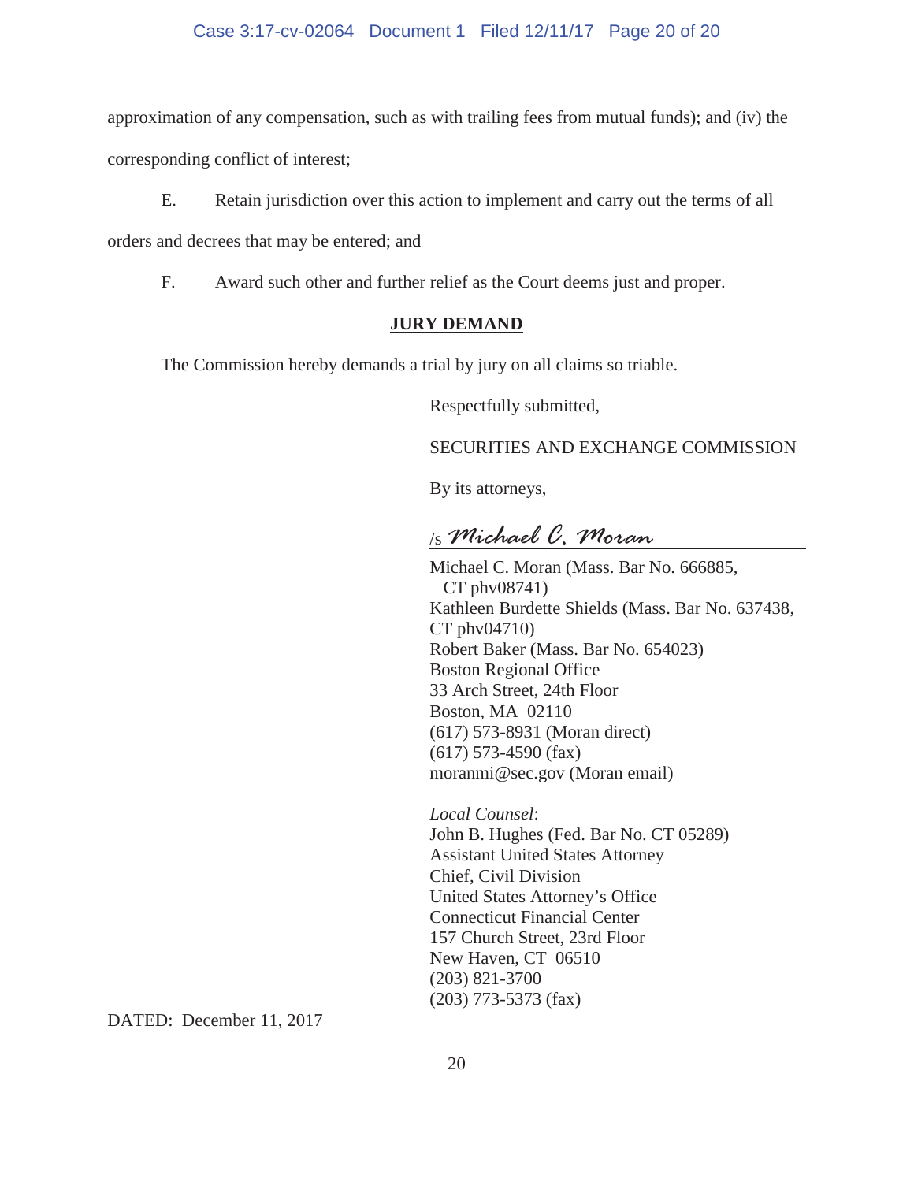approximation of any compensation, such as with trailing fees from mutual funds); and (iv) the corresponding conflict of interest;

E. Retain jurisdiction over this action to implement and carry out the terms of all orders and decrees that may be entered; and

F. Award such other and further relief as the Court deems just and proper.

**JURY DEMAND**

The Commission hereby demands a trial by jury on all claims so triable.

Respectfully submitted,

SECURITIES AND EXCHANGE COMMISSION

By its attorneys,

/s *Michael C. Moran*

Michael C. Moran (Mass. Bar No. 666885, CT phv08741)
Kathleen Burdette Shields (Mass. Bar No. 637438, CT phv04710)
Robert Baker (Mass. Bar No. 654023)
Boston Regional Office
33 Arch Street, 24th Floor
Boston, MA 02110
(617) 573-8931 (Moran direct)
(617) 573-4590 (fax)
moranmi@sec.gov (Moran email)

*Local Counsel*:
John B. Hughes (Fed. Bar No. CT 05289)
Assistant United States Attorney
Chief, Civil Division
United States Attorney's Office
Connecticut Financial Center
157 Church Street, 23rd Floor
New Haven, CT 06510
(203) 821-3700
(203) 773-5373 (fax)

DATED: December 11, 2017